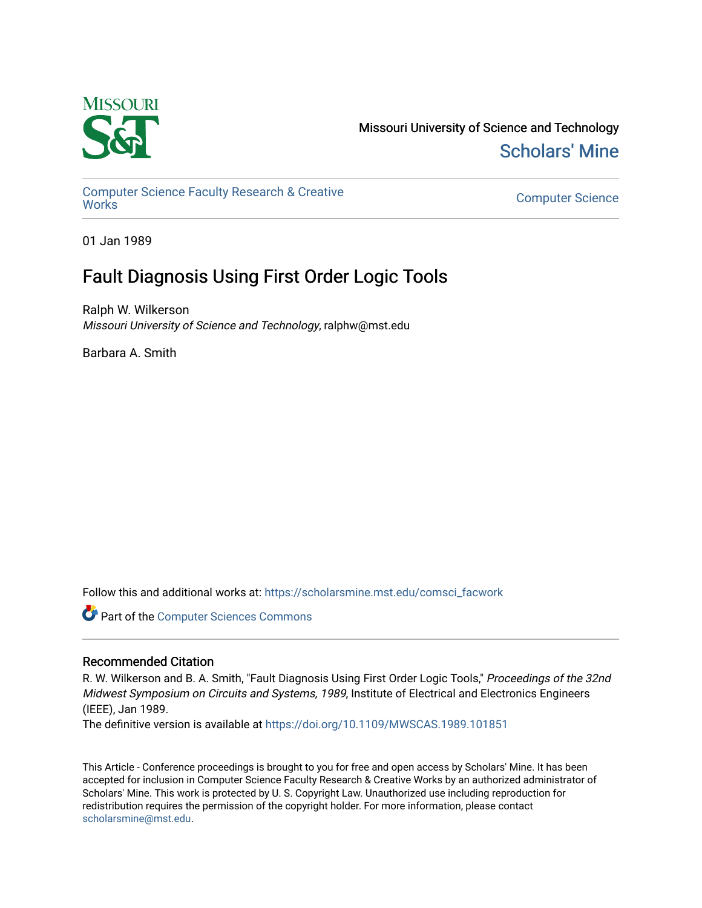Missouri University of Science and Technology

Scholars' Mine

Computer Science Faculty Research & Creative Works

Computer Science

01 Jan 1989

# Fault Diagnosis Using First Order Logic Tools

Ralph W. Wilkerson
*Missouri University of Science and Technology*, ralphw@mst.edu

Barbara A. Smith

Follow this and additional works at: https://scholarsmine.mst.edu/comsci_facwork

Part of the Computer Sciences Commons

## Recommended Citation

R. W. Wilkerson and B. A. Smith, "Fault Diagnosis Using First Order Logic Tools," *Proceedings of the 32nd Midwest Symposium on Circuits and Systems, 1989*, Institute of Electrical and Electronics Engineers (IEEE), Jan 1989.

The definitive version is available at https://doi.org/10.1109/MWSCAS.1989.101851

This Article - Conference proceedings is brought to you for free and open access by Scholars' Mine. It has been accepted for inclusion in Computer Science Faculty Research & Creative Works by an authorized administrator of Scholars' Mine. This work is protected by U. S. Copyright Law. Unauthorized use including reproduction for redistribution requires the permission of the copyright holder. For more information, please contact scholarsmine@mst.edu.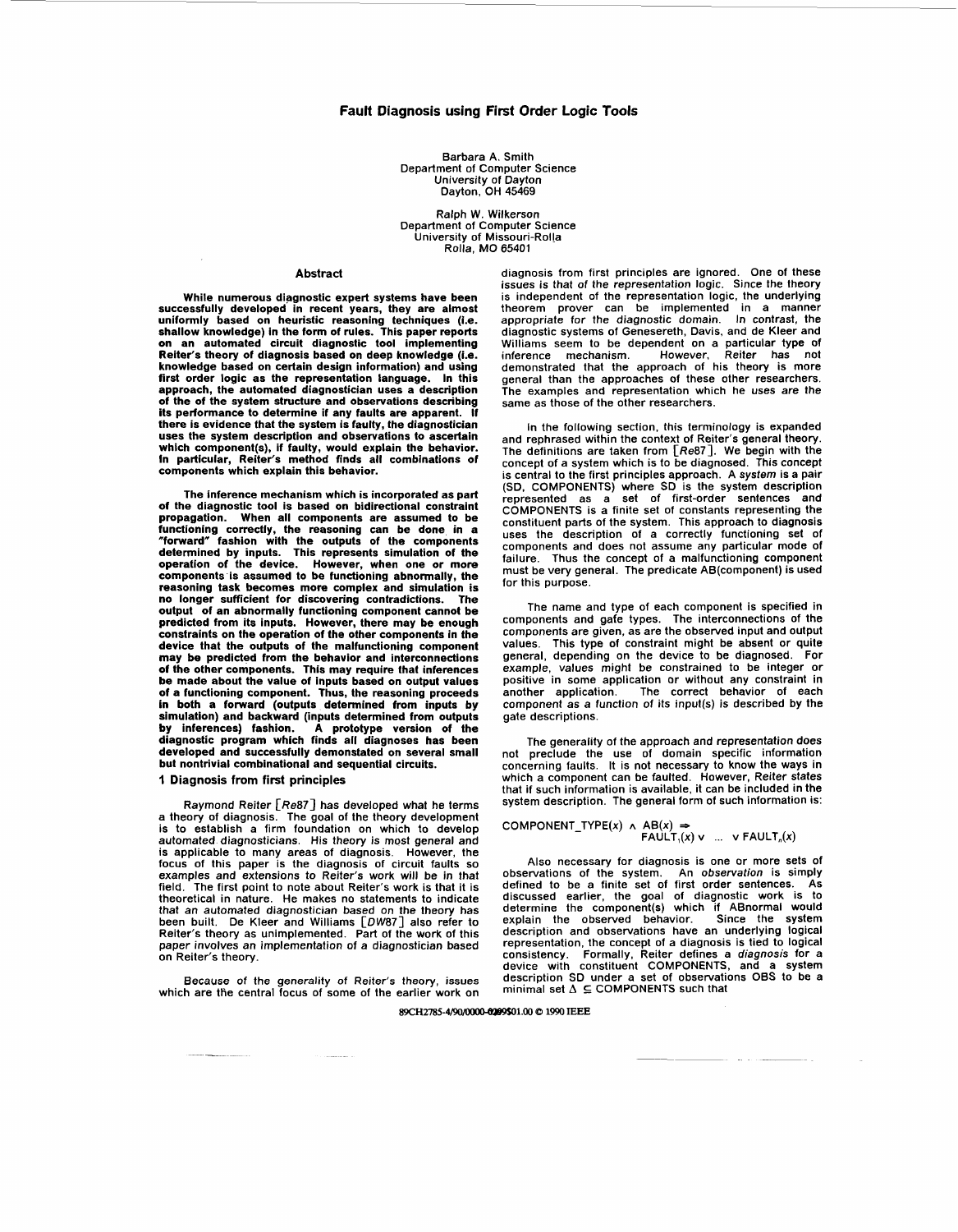# Fault Diagnosis using First Order Logic Tools

Barbara A. Smith
Department of Computer Science
University of Dayton
Dayton, OH 45469

Ralph W. Wilkerson
Department of Computer Science
University of Missouri-Rolla
Rolla, MO 65401

## Abstract

**While numerous diagnostic expert systems have been successfully developed in recent years, they are almost uniformly based on heuristic reasoning techniques (i.e. shallow knowledge) in the form of rules. This paper reports on an automated circuit diagnostic tool implementing Reiter's theory of diagnosis based on deep knowledge (i.e. knowledge based on certain design information) and using first order logic as the representation language. In this approach, the automated diagnostician uses a description of the of the system structure and observations describing its performance to determine if any faults are apparent. If there is evidence that the system is faulty, the diagnostician uses the system description and observations to ascertain which component(s), if faulty, would explain the behavior. In particular, Reiter's method finds all combinations of components which explain this behavior.**

**The inference mechanism which is incorporated as part of the diagnostic tool is based on bidirectional constraint propagation. When all components are assumed to be functioning correctly, the reasoning can be done in a "forward" fashion with the outputs of the components determined by inputs. This represents simulation of the operation of the device. However, when one or more components is assumed to be functioning abnormally, the reasoning task becomes more complex and simulation is no longer sufficient for discovering contradictions. The output of an abnormally functioning component cannot be predicted from its inputs. However, there may be enough constraints on the operation of the other components in the device that the outputs of the malfunctioning component may be predicted from the behavior and interconnections of the other components. This may require that inferences be made about the value of inputs based on output values of a functioning component. Thus, the reasoning proceeds in both a forward (outputs determined from inputs by simulation) and backward (inputs determined from outputs by inferences) fashion. A prototype version of the diagnostic program which finds all diagnoses has been developed and successfully demonstated on several small but nontrivial combinational and sequential circuits.**

## 1 Diagnosis from first principles

Raymond Reiter [Re87] has developed what he terms a theory of diagnosis. The goal of the theory development is to establish a firm foundation on which to develop automated diagnosticians. His theory is most general and is applicable to many areas of diagnosis. However, the focus of this paper is the diagnosis of circuit faults so examples and extensions to Reiter's work will be in that field. The first point to note about Reiter's work is that it is theoretical in nature. He makes no statements to indicate that an automated diagnostician based on the theory has been built. De Kleer and Williams [DW87] also refer to Reiter's theory as unimplemented. Part of the work of this paper involves an implementation of a diagnostician based on Reiter's theory.

Because of the generality of Reiter's theory, issues which are the central focus of some of the earlier work on diagnosis from first principles are ignored. One of these issues is that of the *representation* logic. Since the theory is independent of the representation logic, the underlying theorem prover can be implemented in a manner *appropriate for the diagnostic domain*. In contrast, the diagnostic systems of Genesereth, Davis, and de Kleer and Williams seem to be dependent on a particular type of inference mechanism. However, Reiter has not demonstrated that the approach of his theory is more general than the approaches of these other researchers. The examples and representation which he uses are the same as those of the other researchers.

In the following section, this terminology is expanded and rephrased within the context of Reiter's general theory. The definitions are taken from [Re87]. We begin with the concept of a system which is to be diagnosed. This concept is central to the first principles approach. A *system* is a pair (SD, COMPONENTS) where SD is the system description represented as a set of first-order sentences and COMPONENTS is a finite set of constants representing the constituent parts of the system. This approach to diagnosis uses the description of a correctly functioning set of components and does not assume any particular mode of failure. Thus the concept of a malfunctioning component must be very general. The predicate AB(component) is used for this purpose.

The name and type of each component is specified in components and gate types. The interconnections of the components are given, as are the observed input and output values. This type of constraint might be absent or quite general, depending on the device to be diagnosed. For example, values might be constrained to be integer or positive in some application or without any constraint in another application. The correct behavior of each component as a function of its input(s) is described by the gate descriptions.

The generality of the approach and representation does not preclude the use of domain specific information concerning faults. It is not necessary to know the ways in which a component can be faulted. However, Reiter states that if such information is available, it can be included in the system description. The general form of such information is:

$$\text{COMPONENT\_TYPE}(x) \wedge \text{AB}(x) \Rightarrow \text{FAULT}_1(x) \vee \ \dots \ \vee \text{FAULT}_n(x)$$

Also necessary for diagnosis is one or more sets of observations of the system. An *observation* is simply defined to be a finite set of first order sentences. As discussed earlier, the goal of diagnostic work is to determine the component(s) which if ABnormal would explain the observed behavior. Since the system description and observations have an underlying logical representation, the concept of a diagnosis is tied to logical consistency. Formally, Reiter defines a *diagnosis* for a device with constituent COMPONENTS, and a system description SD under a set of observations OBS to be a minimal set $\Delta \subseteq$ COMPONENTS such that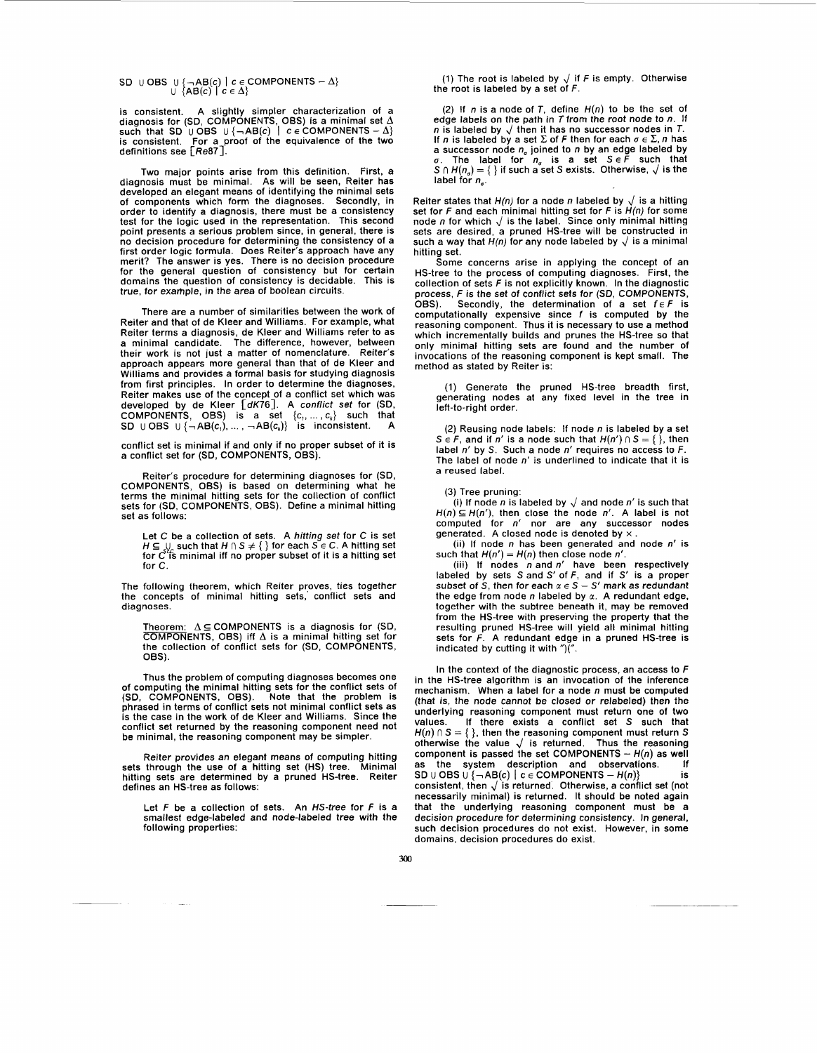$$SD \cup OBS \cup \{\neg AB(c) \mid c \in COMPONENTS - \Delta\} \cup \{AB(c) \mid c \in \Delta\}$$

is consistent. A slightly simpler characterization of a diagnosis for (SD, COMPONENTS, OBS) is a minimal set $\Delta$ such that $SD \cup OBS \cup \{\neg AB(c) \mid c \in COMPONENTS - \Delta\}$ is consistent. For a proof of the equivalence of the two definitions see [Re87].

Two major points arise from this definition. First, a diagnosis must be minimal. As will be seen, Reiter has developed an elegant means of identifying the minimal sets of components which form the diagnoses. Secondly, in order to identify a diagnosis, there must be a consistency test for the logic used in the representation. This second point presents a serious problem since, in general, there is no decision procedure for determining the consistency of a first order logic formula. Does Reiter's approach have any merit? The answer is yes. There is no decision procedure for the general question of consistency but for certain domains the question of consistency is decidable. This is true, for example, in the area of boolean circuits.

There are a number of similarities between the work of Reiter and that of de Kleer and Williams. For example, what Reiter terms a diagnosis, de Kleer and Williams refer to as a minimal candidate. The difference, however, between their work is not just a matter of nomenclature. Reiter's approach appears more general than that of de Kleer and Williams and provides a formal basis for studying diagnosis from first principles. In order to determine the diagnoses, Reiter makes use of the concept of a conflict set which was developed by de Kleer [dK76]. A *conflict set* for (SD, COMPONENTS, OBS) is a set $\{c_1, \ldots, c_k\}$ such that $SD \cup OBS \cup \{\neg AB(c_1), \ldots, \neg AB(c_k)\}$ is inconsistent. A conflict set is minimal if and only if no proper subset of it is a conflict set for (SD, COMPONENTS, OBS).

Reiter's procedure for determining diagnoses for (SD, COMPONENTS, OBS) is based on determining what he terms the minimal hitting sets for the collection of conflict sets for (SD, COMPONENTS, OBS). Define a minimal hitting set as follows:

> Let $C$ be a collection of sets. A *hitting set* for $C$ is set $H \subseteq \bigcup_{S \in C} S$ such that $H \cap S \neq \{\}$ for each $S \in C$. A hitting set for $C$ is minimal iff no proper subset of it is a hitting set for $C$.

The following theorem, which Reiter proves, ties together the concepts of minimal hitting sets, conflict sets and diagnoses.

> Theorem: $\Delta \subseteq$ COMPONENTS is a diagnosis for (SD, COMPONENTS, OBS) iff $\Delta$ is a minimal hitting set for the collection of conflict sets for (SD, COMPONENTS, OBS).

Thus the problem of computing diagnoses becomes one of computing the minimal hitting sets for the conflict sets of (SD, COMPONENTS, OBS). Note that the problem is phrased in terms of conflict sets not minimal conflict sets as is the case in the work of de Kleer and Williams. Since the conflict set returned by the reasoning component need not be minimal, the reasoning component may be simpler.

Reiter provides an elegant means of computing hitting sets through the use of a hitting set (HS) tree. Minimal hitting sets are determined by a pruned HS-tree. Reiter defines an HS-tree as follows:

> Let $F$ be a collection of sets. An *HS-tree* for $F$ is a smallest edge-labeled and node-labeled tree with the following properties:
>
> (1) The root is labeled by $\surd$ if $F$ is empty. Otherwise the root is labeled by a set of $F$.
>
> (2) If $n$ is a node of $T$, define $H(n)$ to be the set of edge labels on the path in $T$ from the root node to $n$. If $n$ is labeled by $\surd$ then it has no successor nodes in $T$. If $n$ is labeled by a set $\Sigma$ of $F$ then for each $\sigma \in \Sigma$, $n$ has a successor node $n_\sigma$ joined to $n$ by an edge labeled by $\sigma$. The label for $n_\sigma$ is a set $S \in F$ such that $S \cap H(n_\sigma) = \{\}$ if such a set $S$ exists. Otherwise, $\surd$ is the label for $n_\sigma$.

Reiter states that $H(n)$ for a node $n$ labeled by $\surd$ is a hitting set for $F$ and each minimal hitting set for $F$ is $H(n)$ for some node $n$ for which $\surd$ is the label. Since only minimal hitting sets are desired, a pruned HS-tree will be constructed in such a way that $H(n)$ for any node labeled by $\surd$ is a minimal hitting set.

Some concerns arise in applying the concept of an HS-tree to the process of computing diagnoses. First, the collection of sets $F$ is not explicitly known. In the diagnostic process, $F$ is the set of conflict sets for (SD, COMPONENTS, OBS). Secondly, the determination of a set $f \in F$ is computationally expensive since $f$ is computed by the reasoning component. Thus it is necessary to use a method which incrementally builds and prunes the HS-tree so that only minimal hitting sets are found and the number of invocations of the reasoning component is kept small. The method as stated by Reiter is:

> (1) Generate the pruned HS-tree breadth first, generating nodes at any fixed level in the tree in left-to-right order.
>
> (2) Reusing node labels: If node $n$ is labeled by a set $S \in F$, and if $n'$ is a node such that $H(n') \cap S = \{\}$, then label $n'$ by $S$. Such a node $n'$ requires no access to $F$. The label of node $n'$ is underlined to indicate that it is a reused label.
>
> (3) Tree pruning:
>
> (i) If node $n$ is labeled by $\surd$ and node $n'$ is such that $H(n) \subseteq H(n')$, then close the node $n'$. A label is not computed for $n'$ nor are any successor nodes generated. A closed node is denoted by $\times$.
>
> (ii) If node $n$ has been generated and node $n'$ is such that $H(n') = H(n)$ then close node $n'$.
>
> (iii) If nodes $n$ and $n'$ have been respectively labeled by sets $S$ and $S'$ of $F$, and if $S'$ is a proper subset of $S$, then for each $\alpha \in S - S'$ mark as redundant the edge from node $n$ labeled by $\alpha$. A redundant edge, together with the subtree beneath it, may be removed from the HS-tree with preserving the property that the resulting pruned HS-tree will yield all minimal hitting sets for $F$. A redundant edge in a pruned HS-tree is indicated by cutting it with ")(".

In the context of the diagnostic process, an access to $F$ in the HS-tree algorithm is an invocation of the inference mechanism. When a label for a node $n$ must be computed (that is, the node cannot be closed or relabeled) then the underlying reasoning component must return one of two values. If there exists a conflict set $S$ such that $H(n) \cap S = \{\}$, then the reasoning component must return $S$ otherwise the value $\surd$ is returned. Thus the reasoning component is passed the set COMPONENTS $- H(n)$ as well as the system description and observations. If $SD \cup OBS \cup \{\neg AB(c) \mid c \in COMPONENTS - H(n)\}$ is consistent, then $\surd$ is returned. Otherwise, a conflict set (not necessarily minimal) is returned. It should be noted again that the underlying reasoning component must be a decision procedure for determining consistency. In general, such decision procedures do not exist. However, in some domains, decision procedures do exist.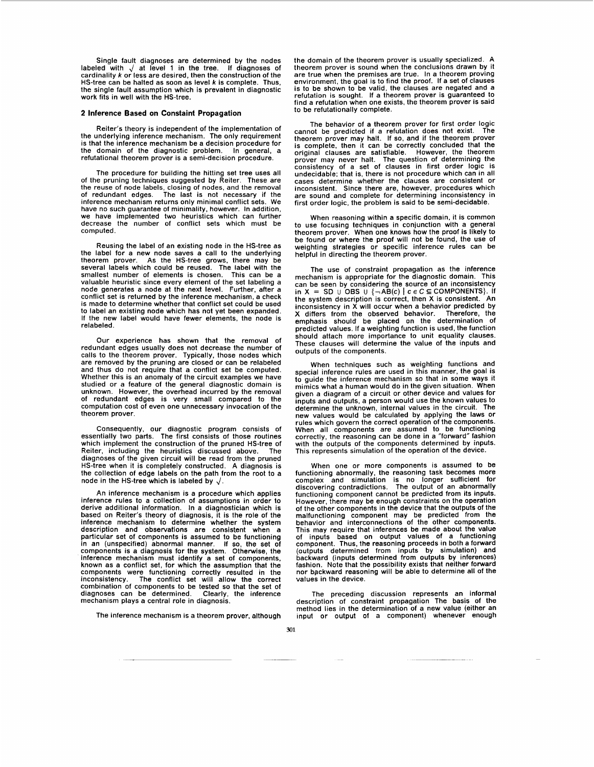Single fault diagnoses are determined by the nodes labeled with $\surd$ at level 1 in the tree. If diagnoses of cardinality $k$ or less are desired, then the construction of the HS-tree can be halted as soon as level $k$ is complete. Thus, the single fault assumption which is prevalent in diagnostic work fits in well with the HS-tree.

## 2 Inference Based on Constaint Propagation

Reiter's theory is independent of the implementation of the underlying inference mechanism. The only requirement is that the inference mechanism be a decision procedure for the domain of the diagnostic problem. In general, a refutational theorem prover is a semi-decision procedure.

The procedure for building the hitting set tree uses all of the pruning techniques suggested by Reiter. These are the reuse of node labels, closing of nodes, and the removal of redundant edges. The last is not necessary if the inference mechanism returns only minimal conflict sets. We have no such guarantee of minimality, however. In addition, we have implemented two heuristics which can further decrease the number of conflict sets which must be computed.

Reusing the label of an existing node in the HS-tree as the label for a new node saves a call to the underlying theorem prover. As the HS-tree grows, there may be several labels which could be reused. The label with the smallest number of elements is chosen. This can be a valuable heuristic since every element of the set labeling a node generates a node at the next level. Further, after a conflict set is returned by the inference mechanism, a check is made to determine whether that conflict set could be used to label an existing node which has not yet been expanded. If the new label would have fewer elements, the node is relabeled.

Our experience has shown that the removal of redundant edges usually does not decrease the number of calls to the theorem prover. Typically, those nodes which are removed by the pruning are closed or can be relabeled and thus do not require that a conflict set be computed. Whether this is an anomaly of the circuit examples we have studied or a feature of the general diagnostic domain is unknown. However, the overhead incurred by the removal of redundant edges is very small compared to the computation cost of even one unnecessary invocation of the theorem prover.

Consequently, our diagnostic program consists of essentially two parts. The first consists of those routines which implement the construction of the pruned HS-tree of Reiter, including the heuristics discussed above. The diagnoses of the given circuit will be read from the pruned HS-tree when it is completely constructed. A diagnosis is the collection of edge labels on the path from the root to a node in the HS-tree which is labeled by $\surd$.

An inference mechanism is a procedure which applies inference rules to a collection of assumptions in order to derive additional information. In a diagnostician which is based on Reiter's theory of diagnosis, it is the role of the inference mechanism to determine whether the system description and observations are consistent when a particular set of components is assumed to be functioning in an (unspecified) abnormal manner. If so, the set of components is a diagnosis for the system. Otherwise, the inference mechanism must identify a set of components, known as a conflict set, for which the assumption that the components were functioning correctly resulted in the inconsistency. The conflict set will allow the correct combination of components to be tested so that the set of diagnoses can be determined. Clearly, the inference mechanism plays a central role in diagnosis.

The inference mechanism is a theorem prover, although the domain of the theorem prover is usually specialized. A theorem prover is sound when the conclusions drawn by it are true when the premises are true. In a theorem proving environment, the goal is to find the proof. If a set of clauses is to be shown to be valid, the clauses are negated and a refutation is sought. If a theorem prover is guaranteed to find a refutation when one exists, the theorem prover is said to be refutationally complete.

The behavior of a theorem prover for first order logic cannot be predicted if a refutation does not exist. The theorem prover may halt. If so, and if the theorem prover is complete, then it can be correctly concluded that the original clauses are satisfiable. However, the theorem prover may never halt. The question of determining the consistency of a set of clauses in first order logic is undecidable; that is, there is not procedure which can in all cases determine whether the clauses are consistent or inconsistent. Since there are, however, procedures which are sound and complete for determining inconsistency in first order logic, the problem is said to be semi-decidable.

When reasoning within a specific domain, it is common to use focusing techniques in conjunction with a general theorem prover. When one knows how the proof is likely to be found or where the proof will not be found, the use of weighting strategies or specific inference rules can be helpful in directing the theorem prover.

The use of constraint propagation as the inference mechanism is appropriate for the diagnostic domain. This can be seen by considering the source of an inconsistency in $X = SD \cup OBS \cup \{\neg AB(c) \mid c \in C \subseteq COMPONENTS\}$. If the system description is correct, then X is consistent. An inconsistency in X will occur when a behavior predicted by X differs from the observed behavior. Therefore, the emphasis should be placed on the determination of predicted values. If a weighting function is used, the function should attach more importance to unit equality clauses. These clauses will determine the value of the inputs and outputs of the components.

When techniques such as weighting functions and special inference rules are used in this manner, the goal is to guide the inference mechanism so that in some ways it mimics what a human would do in the given situation. When given a diagram of a circuit or other device and values for inputs and outputs, a person would use the known values to determine the unknown, internal values in the circuit. The new values would be calculated by applying the laws or rules which govern the correct operation of the components. When all components are assumed to be functioning correctly, the reasoning can be done in a "forward" fashion with the outputs of the components determined by inputs. This represents simulation of the operation of the device.

When one or more components is assumed to be functioning abnormally, the reasoning task becomes more complex and simulation is no longer sufficient for discovering contradictions. The output of an abnormally functioning component cannot be predicted from its inputs. However, there may be enough constraints on the operation of the other components in the device that the outputs of the malfunctioning component may be predicted from the behavior and interconnections of the other components. This may require that inferences be made about the value of inputs based on output values of a functioning component. Thus, the reasoning proceeds in both a forward (outputs determined from inputs by simulation) and backward (inputs determined from outputs by inferences) fashion. Note that the possibility exists that neither forward nor backward reasoning will be able to determine all of the values in the device.

The preceding discussion represents an informal description of constraint propagation The basis of the method lies in the determination of a new value (either an input or output of a component) whenever enough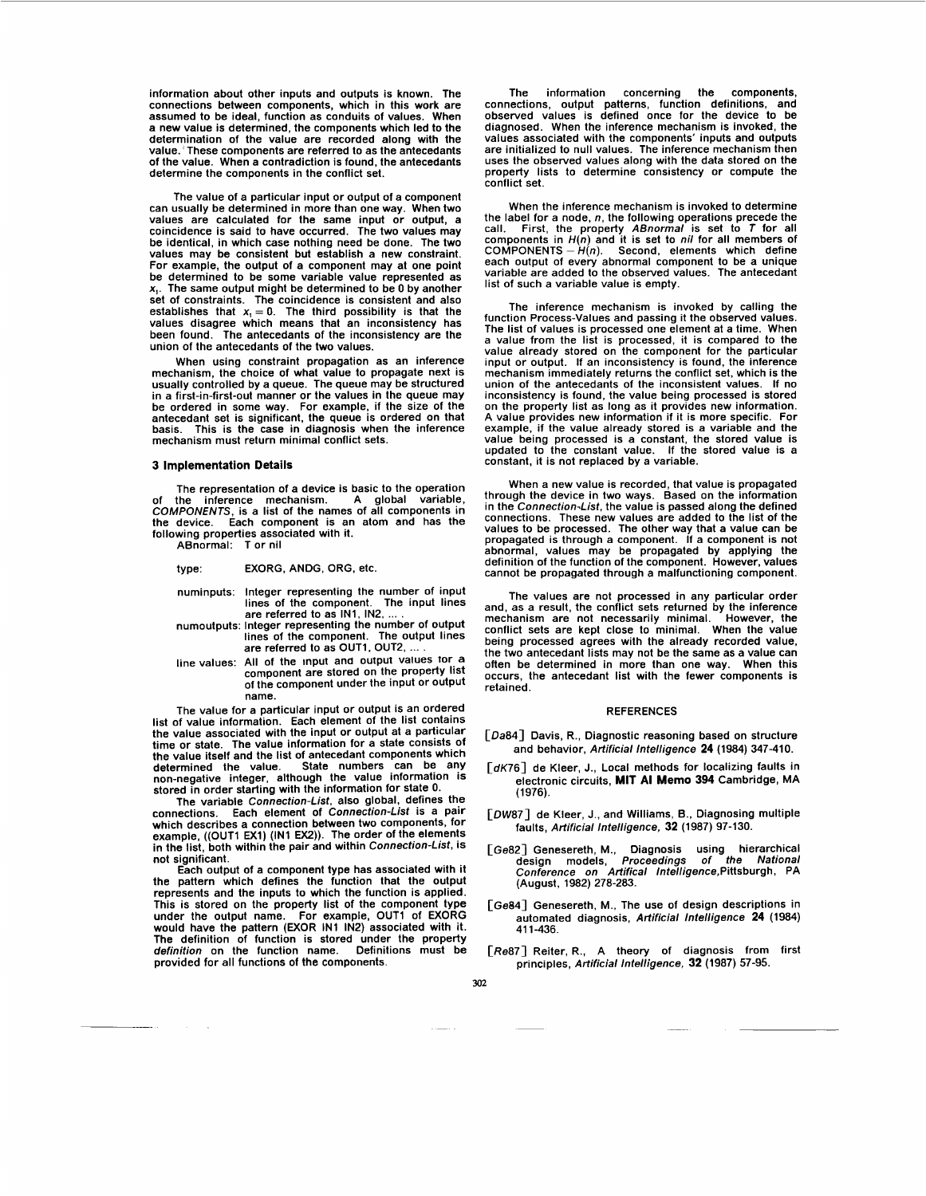information about other inputs and outputs is known. The connections between components, which in this work are assumed to be ideal, function as conduits of values. When a new value is determined, the components which led to the determination of the value are recorded along with the value. These components are referred to as the antecedants of the value. When a contradiction is found, the antecedants determine the components in the conflict set.

The value of a particular input or output of a component can usually be determined in more than one way. When two values are calculated for the same input or output, a coincidence is said to have occurred. The two values may be identical, in which case nothing need be done. The two values may be consistent but establish a new constraint. For example, the output of a component may at one point be determined to be some variable value represented as $x_i$. The same output might be determined to be 0 by another set of constraints. The coincidence is consistent and also establishes that $x_i = 0$. The third possibility is that the values disagree which means that an inconsistency has been found. The antecedants of the inconsistency are the union of the antecedants of the two values.

When using constraint propagation as an inference mechanism, the choice of what value to propagate next is usually controlled by a queue. The queue may be structured in a first-in-first-out manner or the values in the queue may be ordered in some way. For example, if the size of the antecedant set is significant, the queue is ordered on that basis. This is the case in diagnosis when the inference mechanism must return minimal conflict sets.

### 3 Implementation Details

The representation of a device is basic to the operation of the inference mechanism. A global variable, *COMPONENTS*, is a list of the names of all components in the device. Each component is an atom and has the following properties associated with it.

- ABnormal: T or nil
- type: EXORG, ANDG, ORG, etc.
- numinputs: Integer representing the number of input lines of the component. The input lines are referred to as IN1, IN2, ... .
- numoutputs: Integer representing the number of output lines of the component. The output lines are referred to as OUT1, OUT2, ... .
- line values: All of the input and output values for a component are stored on the property list of the component under the input or output name.

The value for a particular input or output is an ordered list of value information. Each element of the list contains the value associated with the input or output at a particular time or state. The value information for a state consists of the value itself and the list of antecedant components which determined the value. State numbers can be any non-negative integer, although the value information is stored in order starting with the information for state 0.

The variable *Connection-List*, also global, defines the connections. Each element of *Connection-List* is a pair which describes a connection between two components, for example, ((OUT1 EX1) (IN1 EX2)). The order of the elements in the list, both within the pair and within *Connection-List*, is not significant.

Each output of a component type has associated with it the pattern which defines the function that the output represents and the inputs to which the function is applied. This is stored on the property list of the component type under the output name. For example, OUT1 of EXORG would have the pattern (EXOR IN1 IN2) associated with it. The definition of function is stored under the property *definition* on the function name. Definitions must be provided for all functions of the components.

The information concerning the components, connections, output patterns, function definitions, and observed values is defined once for the device to be diagnosed. When the inference mechanism is invoked, the values associated with the components' inputs and outputs are initialized to null values. The inference mechanism then uses the observed values along with the data stored on the property lists to determine consistency or compute the conflict set.

When the inference mechanism is invoked to determine the label for a node, $n$, the following operations precede the call. First, the property *ABnormal* is set to *T* for all components in $H(n)$ and it is set to *nil* for all members of COMPONENTS $- H(n)$. Second, elements which define each output of every abnormal component to be a unique variable are added to the observed values. The antecedant list of such a variable value is empty.

The inference mechanism is invoked by calling the function Process-Values and passing it the observed values. The list of values is processed one element at a time. When a value from the list is processed, it is compared to the value already stored on the component for the particular input or output. If an inconsistency is found, the inference mechanism immediately returns the conflict set, which is the union of the antecedants of the inconsistent values. If no inconsistency is found, the value being processed is stored on the property list as long as it provides new information. A value provides new information if it is more specific. For example, if the value already stored is a variable and the value being processed is a constant, the stored value is updated to the constant value. If the stored value is a constant, it is not replaced by a variable.

When a new value is recorded, that value is propagated through the device in two ways. Based on the information in the *Connection-List*, the value is passed along the defined connections. These new values are added to the list of the values to be processed. The other way that a value can be propagated is through a component. If a component is not abnormal, values may be propagated by applying the definition of the function of the component. However, values cannot be propagated through a malfunctioning component.

The values are not processed in any particular order and, as a result, the conflict sets returned by the inference mechanism are not necessarily minimal. However, the conflict sets are kept close to minimal. When the value being processed agrees with the already recorded value, the two antecedant lists may not be the same as a value can often be determined in more than one way. When this occurs, the antecedant list with the fewer components is retained.

## REFERENCES

[Da84] Davis, R., Diagnostic reasoning based on structure and behavior, *Artificial Intelligence* **24** (1984) 347-410.

[dK76] de Kleer, J., Local methods for localizing faults in electronic circuits, **MIT AI Memo 394** Cambridge, MA (1976).

[DW87] de Kleer, J., and Williams, B., Diagnosing multiple faults, *Artificial Intelligence,* **32** (1987) 97-130.

[Ge82] Genesereth, M., Diagnosis using hierarchical design models, *Proceedings of the National Conference on Artifical Intelligence,*Pittsburgh, PA (August, 1982) 278-283.

[Ge84] Genesereth, M., The use of design descriptions in automated diagnosis, *Artificial Intelligence* **24** (1984) 411-436.

[Re87] Reiter, R., A theory of diagnosis from first principles, *Artificial Intelligence,* **32** (1987) 57-95.